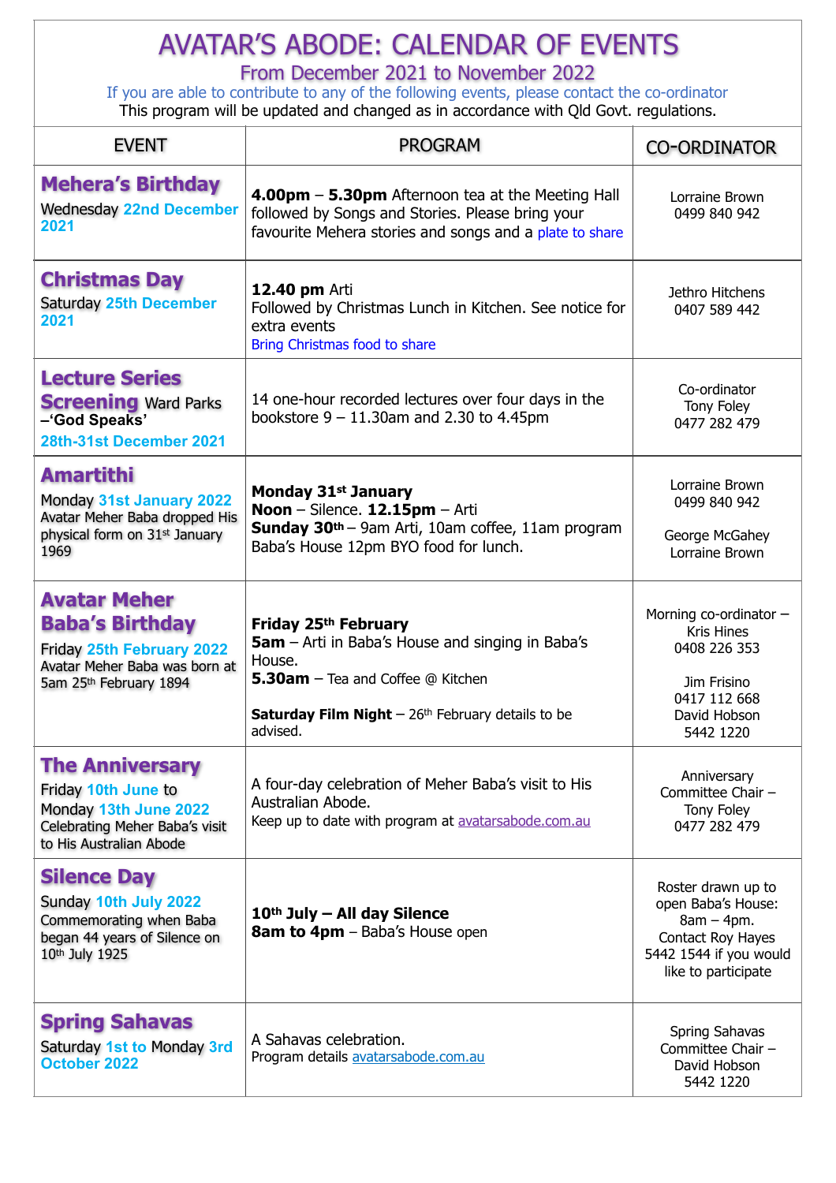# AVATAR'S ABODE: CALENDAR OF EVENTS

## From December 2021 to November 2022

If you are able to contribute to any of the following events, please contact the co-ordinator

This program will be updated and changed as in accordance with Qld Govt. regulations.

| EVENT | PROGRAM | CO-ORDINATOR |
|---|---|---|
| **Mehera's Birthday**<br>Wednesday **22nd December 2021** | **4.00pm** – **5.30pm** Afternoon tea at the Meeting Hall followed by Songs and Stories. Please bring your favourite Mehera stories and songs and a plate to share | Lorraine Brown<br>0499 840 942 |
| **Christmas Day**<br>Saturday **25th December 2021** | **12.40 pm** Arti<br>Followed by Christmas Lunch in Kitchen. See notice for extra events<br>Bring Christmas food to share | Jethro Hitchens<br>0407 589 442 |
| **Lecture Series Screening** Ward Parks –**'God Speaks'**<br>**28th-31st December 2021** | 14 one-hour recorded lectures over four days in the bookstore 9 – 11.30am and 2.30 to 4.45pm | Co-ordinator<br>Tony Foley<br>0477 282 479 |
| **Amartithi**<br>Monday **31st January 2022**<br>Avatar Meher Baba dropped His physical form on 31st January 1969 | **Monday 31st January**<br>**Noon** – Silence. **12.15pm** – Arti<br>**Sunday 30th** – 9am Arti, 10am coffee, 11am program Baba's House 12pm BYO food for lunch. | Lorraine Brown<br>0499 840 942<br><br>George McGahey<br>Lorraine Brown |
| **Avatar Meher Baba's Birthday**<br>Friday **25th February 2022**<br>Avatar Meher Baba was born at 5am 25th February 1894 | **Friday 25th February**<br>**5am** – Arti in Baba's House and singing in Baba's House.<br>**5.30am** – Tea and Coffee @ Kitchen<br><br>**Saturday Film Night** – 26th February details to be advised. | Morning co-ordinator – Kris Hines<br>0408 226 353<br><br>Jim Frisino<br>0417 112 668<br>David Hobson<br>5442 1220 |
| **The Anniversary**<br>Friday **10th June** to Monday **13th June 2022**<br>Celebrating Meher Baba's visit to His Australian Abode | A four-day celebration of Meher Baba's visit to His Australian Abode.<br>Keep up to date with program at avatarsabode.com.au | Anniversary Committee Chair – Tony Foley<br>0477 282 479 |
| **Silence Day**<br>Sunday **10th July 2022**<br>Commemorating when Baba began 44 years of Silence on 10th July 1925 | **10th July – All day Silence**<br>**8am to 4pm** – Baba's House open | Roster drawn up to open Baba's House: 8am – 4pm.<br>Contact Roy Hayes 5442 1544 if you would like to participate |
| **Spring Sahavas**<br>Saturday **1st to** Monday **3rd October 2022** | A Sahavas celebration.<br>Program details avatarsabode.com.au | Spring Sahavas Committee Chair – David Hobson<br>5442 1220 |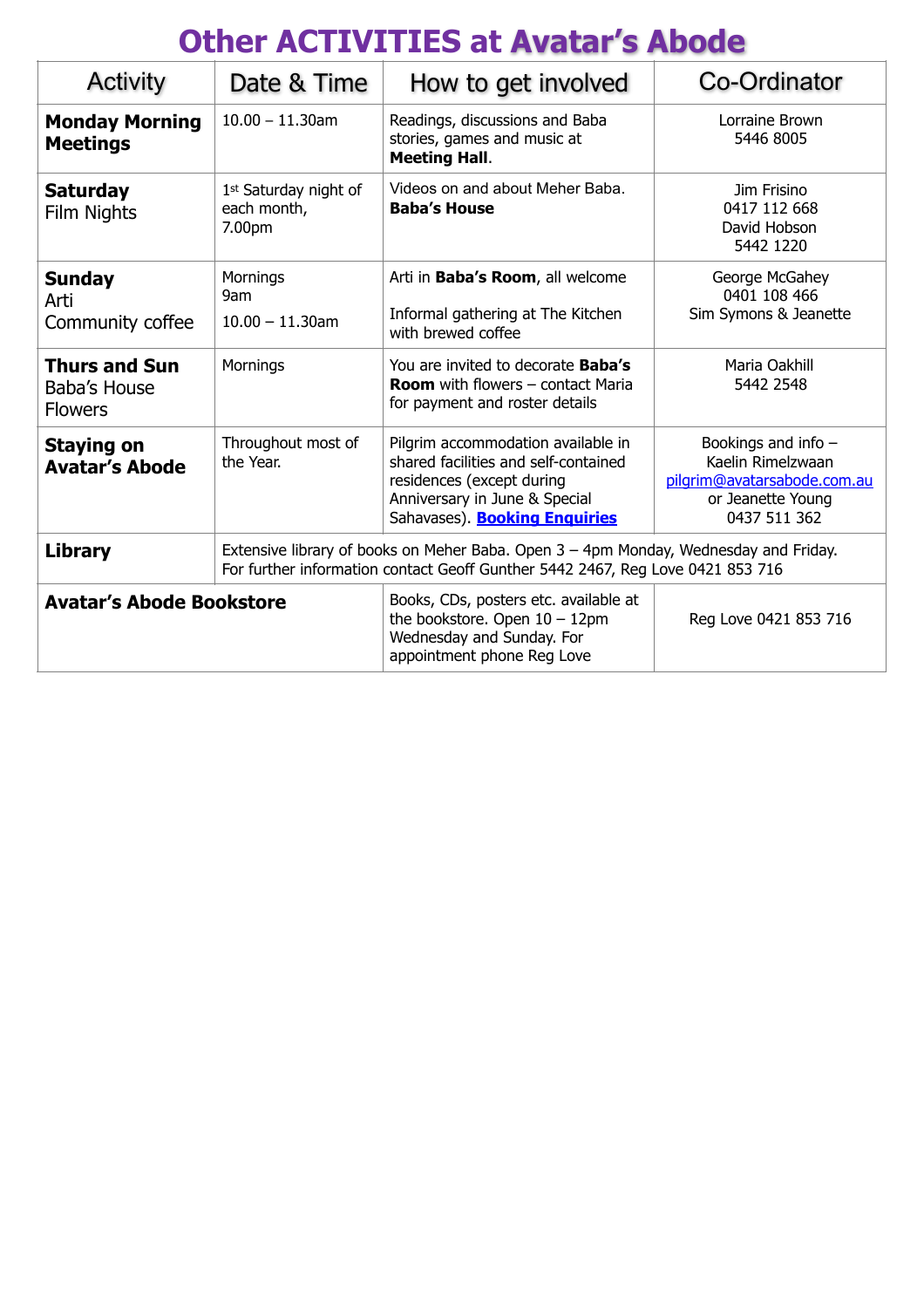# Other ACTIVITIES at Avatar's Abode

| Activity | Date & Time | How to get involved | Co-Ordinator |
|---|---|---|---|
| **Monday Morning Meetings** | 10.00 – 11.30am | Readings, discussions and Baba stories, games and music at **Meeting Hall**. | Lorraine Brown<br>5446 8005 |
| **Saturday** Film Nights | 1st Saturday night of each month, 7.00pm | Videos on and about Meher Baba. **Baba's House** | Jim Frisino<br>0417 112 668<br>David Hobson<br>5442 1220 |
| **Sunday** Arti<br>Community coffee | Mornings 9am<br>10.00 – 11.30am | Arti in **Baba's Room**, all welcome<br>Informal gathering at The Kitchen with brewed coffee | George McGahey<br>0401 108 466<br>Sim Symons & Jeanette |
| **Thurs and Sun** Baba's House Flowers | Mornings | You are invited to decorate **Baba's Room** with flowers – contact Maria for payment and roster details | Maria Oakhill<br>5442 2548 |
| **Staying on Avatar's Abode** | Throughout most of the Year. | Pilgrim accommodation available in shared facilities and self-contained residences (except during Anniversary in June & Special Sahavases). **Booking Enquiries** | Bookings and info – Kaelin Rimelzwaan<br>pilgrim@avatarsabode.com.au<br>or Jeanette Young<br>0437 511 362 |
| **Library** | Extensive library of books on Meher Baba. Open 3 – 4pm Monday, Wednesday and Friday. For further information contact Geoff Gunther 5442 2467, Reg Love 0421 853 716 | | |
| **Avatar's Abode Bookstore** | | Books, CDs, posters etc. available at the bookstore. Open 10 – 12pm Wednesday and Sunday. For appointment phone Reg Love | Reg Love 0421 853 716 |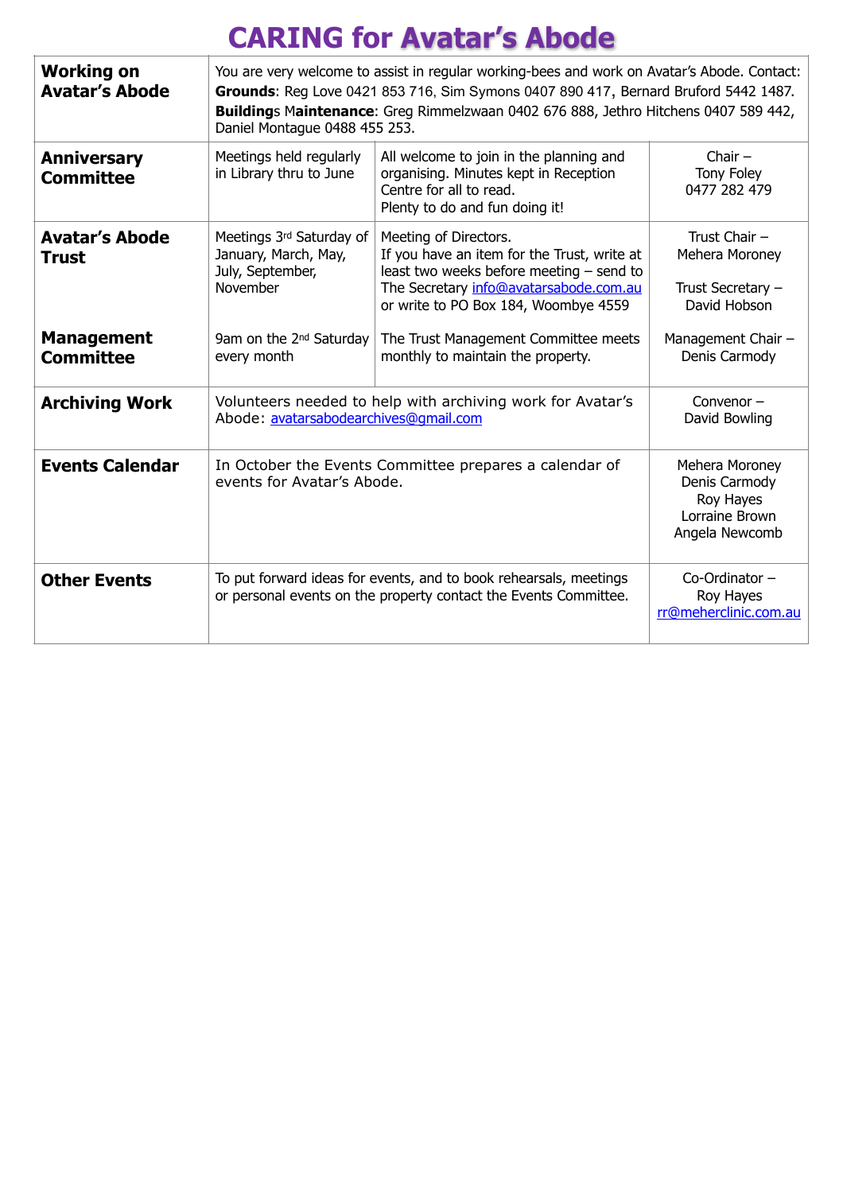# CARING for Avatar's Abode

| | | | |
|---|---|---|---|
| **Working on Avatar's Abode** | You are very welcome to assist in regular working-bees and work on Avatar's Abode. Contact: **Grounds**: Reg Love 0421 853 716, Sim Symons 0407 890 417, Bernard Bruford 5442 1487. **Buildings Maintenance**: Greg Rimmelzwaan 0402 676 888, Jethro Hitchens 0407 589 442, Daniel Montague 0488 455 253. | | |
| **Anniversary Committee** | Meetings held regularly in Library thru to June | All welcome to join in the planning and organising. Minutes kept in Reception Centre for all to read. Plenty to do and fun doing it! | Chair – Tony Foley 0477 282 479 |
| **Avatar's Abode Trust** | Meetings 3rd Saturday of January, March, May, July, September, November | Meeting of Directors. If you have an item for the Trust, write at least two weeks before meeting – send to The Secretary info@avatarsabode.com.au or write to PO Box 184, Woombye 4559 | Trust Chair – Mehera Moroney<br><br>Trust Secretary – David Hobson |
| **Management Committee** | 9am on the 2nd Saturday every month | The Trust Management Committee meets monthly to maintain the property. | Management Chair – Denis Carmody |
| **Archiving Work** | Volunteers needed to help with archiving work for Avatar's Abode: avatarsabodearchives@gmail.com | | Convenor – David Bowling |
| **Events Calendar** | In October the Events Committee prepares a calendar of events for Avatar's Abode. | | Mehera Moroney<br>Denis Carmody<br>Roy Hayes<br>Lorraine Brown<br>Angela Newcomb |
| **Other Events** | To put forward ideas for events, and to book rehearsals, meetings or personal events on the property contact the Events Committee. | | Co-Ordinator – Roy Hayes rr@meherclinic.com.au |